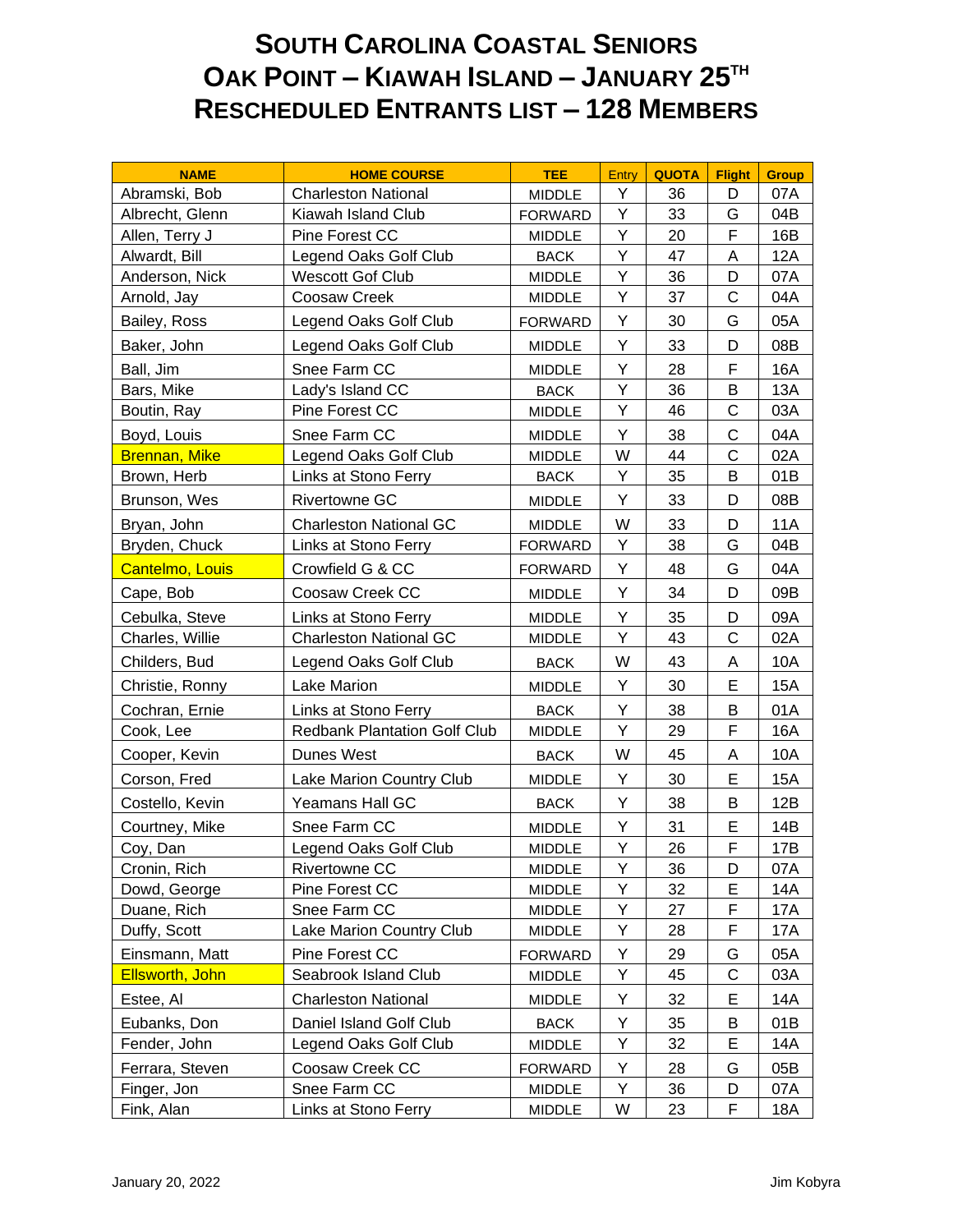# South Carolina Coastal Seniors
# Oak Point – Kiawah Island – January 25th
# Rescheduled Entrants List – 128 Members

| NAME | HOME COURSE | TEE | Entry | QUOTA | Flight | Group |
|---|---|---|---|---|---|---|
| Abramski, Bob | Charleston National | MIDDLE | Y | 36 | D | 07A |
| Albrecht, Glenn | Kiawah Island Club | FORWARD | Y | 33 | G | 04B |
| Allen, Terry J | Pine Forest CC | MIDDLE | Y | 20 | F | 16B |
| Alwardt, Bill | Legend Oaks Golf Club | BACK | Y | 47 | A | 12A |
| Anderson, Nick | Wescott Gof Club | MIDDLE | Y | 36 | D | 07A |
| Arnold, Jay | Coosaw Creek | MIDDLE | Y | 37 | C | 04A |
| Bailey, Ross | Legend Oaks Golf Club | FORWARD | Y | 30 | G | 05A |
| Baker, John | Legend Oaks Golf Club | MIDDLE | Y | 33 | D | 08B |
| Ball, Jim | Snee Farm CC | MIDDLE | Y | 28 | F | 16A |
| Bars, Mike | Lady's Island CC | BACK | Y | 36 | B | 13A |
| Boutin, Ray | Pine Forest CC | MIDDLE | Y | 46 | C | 03A |
| Boyd, Louis | Snee Farm CC | MIDDLE | Y | 38 | C | 04A |
| Brennan, Mike | Legend Oaks Golf Club | MIDDLE | W | 44 | C | 02A |
| Brown, Herb | Links at Stono Ferry | BACK | Y | 35 | B | 01B |
| Brunson, Wes | Rivertowne GC | MIDDLE | Y | 33 | D | 08B |
| Bryan, John | Charleston National GC | MIDDLE | W | 33 | D | 11A |
| Bryden, Chuck | Links at Stono Ferry | FORWARD | Y | 38 | G | 04B |
| Cantelmo, Louis | Crowfield G & CC | FORWARD | Y | 48 | G | 04A |
| Cape, Bob | Coosaw Creek CC | MIDDLE | Y | 34 | D | 09B |
| Cebulka, Steve | Links at Stono Ferry | MIDDLE | Y | 35 | D | 09A |
| Charles, Willie | Charleston National GC | MIDDLE | Y | 43 | C | 02A |
| Childers, Bud | Legend Oaks Golf Club | BACK | W | 43 | A | 10A |
| Christie, Ronny | Lake Marion | MIDDLE | Y | 30 | E | 15A |
| Cochran, Ernie | Links at Stono Ferry | BACK | Y | 38 | B | 01A |
| Cook, Lee | Redbank Plantation Golf Club | MIDDLE | Y | 29 | F | 16A |
| Cooper, Kevin | Dunes West | BACK | W | 45 | A | 10A |
| Corson, Fred | Lake Marion Country Club | MIDDLE | Y | 30 | E | 15A |
| Costello, Kevin | Yeamans Hall GC | BACK | Y | 38 | B | 12B |
| Courtney, Mike | Snee Farm CC | MIDDLE | Y | 31 | E | 14B |
| Coy, Dan | Legend Oaks Golf Club | MIDDLE | Y | 26 | F | 17B |
| Cronin, Rich | Rivertowne CC | MIDDLE | Y | 36 | D | 07A |
| Dowd, George | Pine Forest CC | MIDDLE | Y | 32 | E | 14A |
| Duane, Rich | Snee Farm CC | MIDDLE | Y | 27 | F | 17A |
| Duffy, Scott | Lake Marion Country Club | MIDDLE | Y | 28 | F | 17A |
| Einsmann, Matt | Pine Forest CC | FORWARD | Y | 29 | G | 05A |
| Ellsworth, John | Seabrook Island Club | MIDDLE | Y | 45 | C | 03A |
| Estee, Al | Charleston National | MIDDLE | Y | 32 | E | 14A |
| Eubanks, Don | Daniel Island Golf Club | BACK | Y | 35 | B | 01B |
| Fender, John | Legend Oaks Golf Club | MIDDLE | Y | 32 | E | 14A |
| Ferrara, Steven | Coosaw Creek CC | FORWARD | Y | 28 | G | 05B |
| Finger, Jon | Snee Farm CC | MIDDLE | Y | 36 | D | 07A |
| Fink, Alan | Links at Stono Ferry | MIDDLE | W | 23 | F | 18A |

January 20, 2022 Jim Kobyra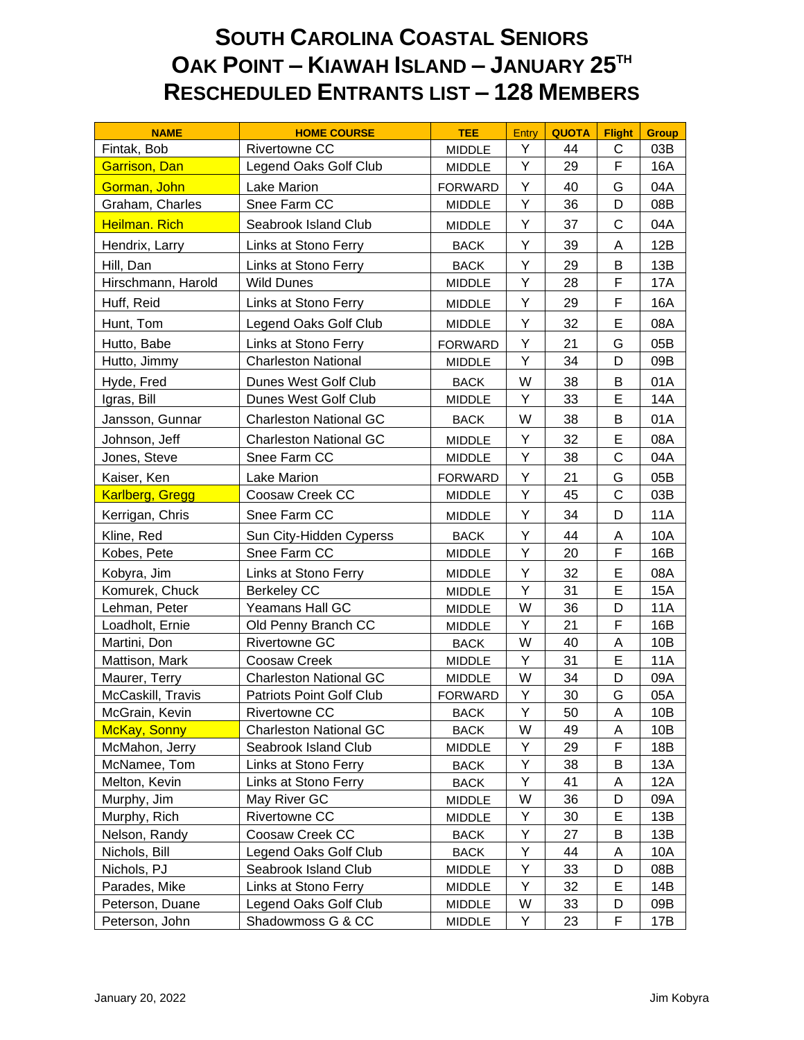# South Carolina Coastal Seniors
# Oak Point – Kiawah Island – January 25th
# Rescheduled Entrants List – 128 Members

| NAME | HOME COURSE | TEE | Entry | QUOTA | Flight | Group |
|---|---|---|---|---|---|---|
| Fintak, Bob | Rivertowne CC | MIDDLE | Y | 44 | C | 03B |
| Garrison, Dan | Legend Oaks Golf Club | MIDDLE | Y | 29 | F | 16A |
| Gorman, John | Lake Marion | FORWARD | Y | 40 | G | 04A |
| Graham, Charles | Snee Farm CC | MIDDLE | Y | 36 | D | 08B |
| Heilman. Rich | Seabrook Island Club | MIDDLE | Y | 37 | C | 04A |
| Hendrix, Larry | Links at Stono Ferry | BACK | Y | 39 | A | 12B |
| Hill, Dan | Links at Stono Ferry | BACK | Y | 29 | B | 13B |
| Hirschmann, Harold | Wild Dunes | MIDDLE | Y | 28 | F | 17A |
| Huff, Reid | Links at Stono Ferry | MIDDLE | Y | 29 | F | 16A |
| Hunt, Tom | Legend Oaks Golf Club | MIDDLE | Y | 32 | E | 08A |
| Hutto, Babe | Links at Stono Ferry | FORWARD | Y | 21 | G | 05B |
| Hutto, Jimmy | Charleston National | MIDDLE | Y | 34 | D | 09B |
| Hyde, Fred | Dunes West Golf Club | BACK | W | 38 | B | 01A |
| Igras, Bill | Dunes West Golf Club | MIDDLE | Y | 33 | E | 14A |
| Jansson, Gunnar | Charleston National GC | BACK | W | 38 | B | 01A |
| Johnson, Jeff | Charleston National GC | MIDDLE | Y | 32 | E | 08A |
| Jones, Steve | Snee Farm CC | MIDDLE | Y | 38 | C | 04A |
| Kaiser, Ken | Lake Marion | FORWARD | Y | 21 | G | 05B |
| Karlberg, Gregg | Coosaw Creek CC | MIDDLE | Y | 45 | C | 03B |
| Kerrigan, Chris | Snee Farm CC | MIDDLE | Y | 34 | D | 11A |
| Kline, Red | Sun City-Hidden Cyperss | BACK | Y | 44 | A | 10A |
| Kobes, Pete | Snee Farm CC | MIDDLE | Y | 20 | F | 16B |
| Kobyra, Jim | Links at Stono Ferry | MIDDLE | Y | 32 | E | 08A |
| Komurek, Chuck | Berkeley CC | MIDDLE | Y | 31 | E | 15A |
| Lehman, Peter | Yeamans Hall GC | MIDDLE | W | 36 | D | 11A |
| Loadholt, Ernie | Old Penny Branch CC | MIDDLE | Y | 21 | F | 16B |
| Martini, Don | Rivertowne GC | BACK | W | 40 | A | 10B |
| Mattison, Mark | Coosaw Creek | MIDDLE | Y | 31 | E | 11A |
| Maurer, Terry | Charleston National GC | MIDDLE | W | 34 | D | 09A |
| McCaskill, Travis | Patriots Point Golf Club | FORWARD | Y | 30 | G | 05A |
| McGrain, Kevin | Rivertowne CC | BACK | Y | 50 | A | 10B |
| McKay, Sonny | Charleston National GC | BACK | W | 49 | A | 10B |
| McMahon, Jerry | Seabrook Island Club | MIDDLE | Y | 29 | F | 18B |
| McNamee, Tom | Links at Stono Ferry | BACK | Y | 38 | B | 13A |
| Melton, Kevin | Links at Stono Ferry | BACK | Y | 41 | A | 12A |
| Murphy, Jim | May River GC | MIDDLE | W | 36 | D | 09A |
| Murphy, Rich | Rivertowne CC | MIDDLE | Y | 30 | E | 13B |
| Nelson, Randy | Coosaw Creek CC | BACK | Y | 27 | B | 13B |
| Nichols, Bill | Legend Oaks Golf Club | BACK | Y | 44 | A | 10A |
| Nichols, PJ | Seabrook Island Club | MIDDLE | Y | 33 | D | 08B |
| Parades, Mike | Links at Stono Ferry | MIDDLE | Y | 32 | E | 14B |
| Peterson, Duane | Legend Oaks Golf Club | MIDDLE | W | 33 | D | 09B |
| Peterson, John | Shadowmoss G & CC | MIDDLE | Y | 23 | F | 17B |

January 20, 2022 — Jim Kobyra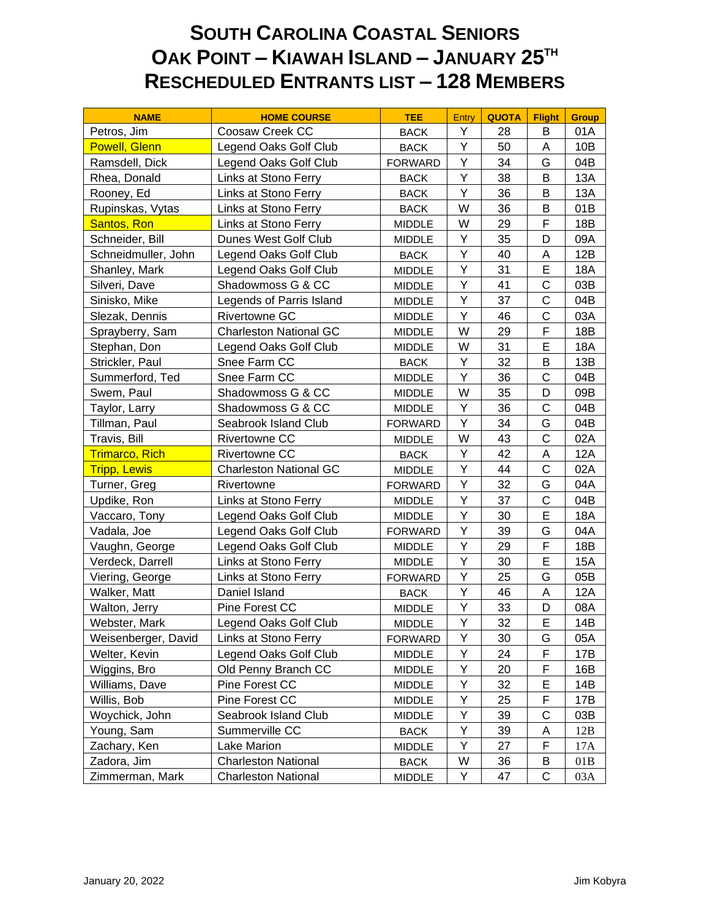# South Carolina Coastal Seniors
# Oak Point – Kiawah Island – January 25th
# Rescheduled Entrants List – 128 Members

| NAME | HOME COURSE | TEE | Entry | QUOTA | Flight | Group |
|---|---|---|---|---|---|---|
| Petros, Jim | Coosaw Creek CC | BACK | Y | 28 | B | 01A |
| Powell, Glenn | Legend Oaks Golf Club | BACK | Y | 50 | A | 10B |
| Ramsdell, Dick | Legend Oaks Golf Club | FORWARD | Y | 34 | G | 04B |
| Rhea, Donald | Links at Stono Ferry | BACK | Y | 38 | B | 13A |
| Rooney, Ed | Links at Stono Ferry | BACK | Y | 36 | B | 13A |
| Rupinskas, Vytas | Links at Stono Ferry | BACK | W | 36 | B | 01B |
| Santos, Ron | Links at Stono Ferry | MIDDLE | W | 29 | F | 18B |
| Schneider, Bill | Dunes West Golf Club | MIDDLE | Y | 35 | D | 09A |
| Schneidmuller, John | Legend Oaks Golf Club | BACK | Y | 40 | A | 12B |
| Shanley, Mark | Legend Oaks Golf Club | MIDDLE | Y | 31 | E | 18A |
| Silveri, Dave | Shadowmoss G & CC | MIDDLE | Y | 41 | C | 03B |
| Sinisko, Mike | Legends of Parris Island | MIDDLE | Y | 37 | C | 04B |
| Slezak, Dennis | Rivertowne GC | MIDDLE | Y | 46 | C | 03A |
| Sprayberry, Sam | Charleston National GC | MIDDLE | W | 29 | F | 18B |
| Stephan, Don | Legend Oaks Golf Club | MIDDLE | W | 31 | E | 18A |
| Strickler, Paul | Snee Farm CC | BACK | Y | 32 | B | 13B |
| Summerford, Ted | Snee Farm CC | MIDDLE | Y | 36 | C | 04B |
| Swem, Paul | Shadowmoss G & CC | MIDDLE | W | 35 | D | 09B |
| Taylor, Larry | Shadowmoss G & CC | MIDDLE | Y | 36 | C | 04B |
| Tillman, Paul | Seabrook Island Club | FORWARD | Y | 34 | G | 04B |
| Travis, Bill | Rivertowne CC | MIDDLE | W | 43 | C | 02A |
| Trimarco, Rich | Rivertowne CC | BACK | Y | 42 | A | 12A |
| Tripp, Lewis | Charleston National GC | MIDDLE | Y | 44 | C | 02A |
| Turner, Greg | Rivertowne | FORWARD | Y | 32 | G | 04A |
| Updike, Ron | Links at Stono Ferry | MIDDLE | Y | 37 | C | 04B |
| Vaccaro, Tony | Legend Oaks Golf Club | MIDDLE | Y | 30 | E | 18A |
| Vadala, Joe | Legend Oaks Golf Club | FORWARD | Y | 39 | G | 04A |
| Vaughn, George | Legend Oaks Golf Club | MIDDLE | Y | 29 | F | 18B |
| Verdeck, Darrell | Links at Stono Ferry | MIDDLE | Y | 30 | E | 15A |
| Viering, George | Links at Stono Ferry | FORWARD | Y | 25 | G | 05B |
| Walker, Matt | Daniel Island | BACK | Y | 46 | A | 12A |
| Walton, Jerry | Pine Forest CC | MIDDLE | Y | 33 | D | 08A |
| Webster, Mark | Legend Oaks Golf Club | MIDDLE | Y | 32 | E | 14B |
| Weisenberger, David | Links at Stono Ferry | FORWARD | Y | 30 | G | 05A |
| Welter, Kevin | Legend Oaks Golf Club | MIDDLE | Y | 24 | F | 17B |
| Wiggins, Bro | Old Penny Branch CC | MIDDLE | Y | 20 | F | 16B |
| Williams, Dave | Pine Forest CC | MIDDLE | Y | 32 | E | 14B |
| Willis, Bob | Pine Forest CC | MIDDLE | Y | 25 | F | 17B |
| Woychick, John | Seabrook Island Club | MIDDLE | Y | 39 | C | 03B |
| Young, Sam | Summerville CC | BACK | Y | 39 | A | 12B |
| Zachary, Ken | Lake Marion | MIDDLE | Y | 27 | F | 17A |
| Zadora, Jim | Charleston National | BACK | W | 36 | B | 01B |
| Zimmerman, Mark | Charleston National | MIDDLE | Y | 47 | C | 03A |

January 20, 2022 Jim Kobyra